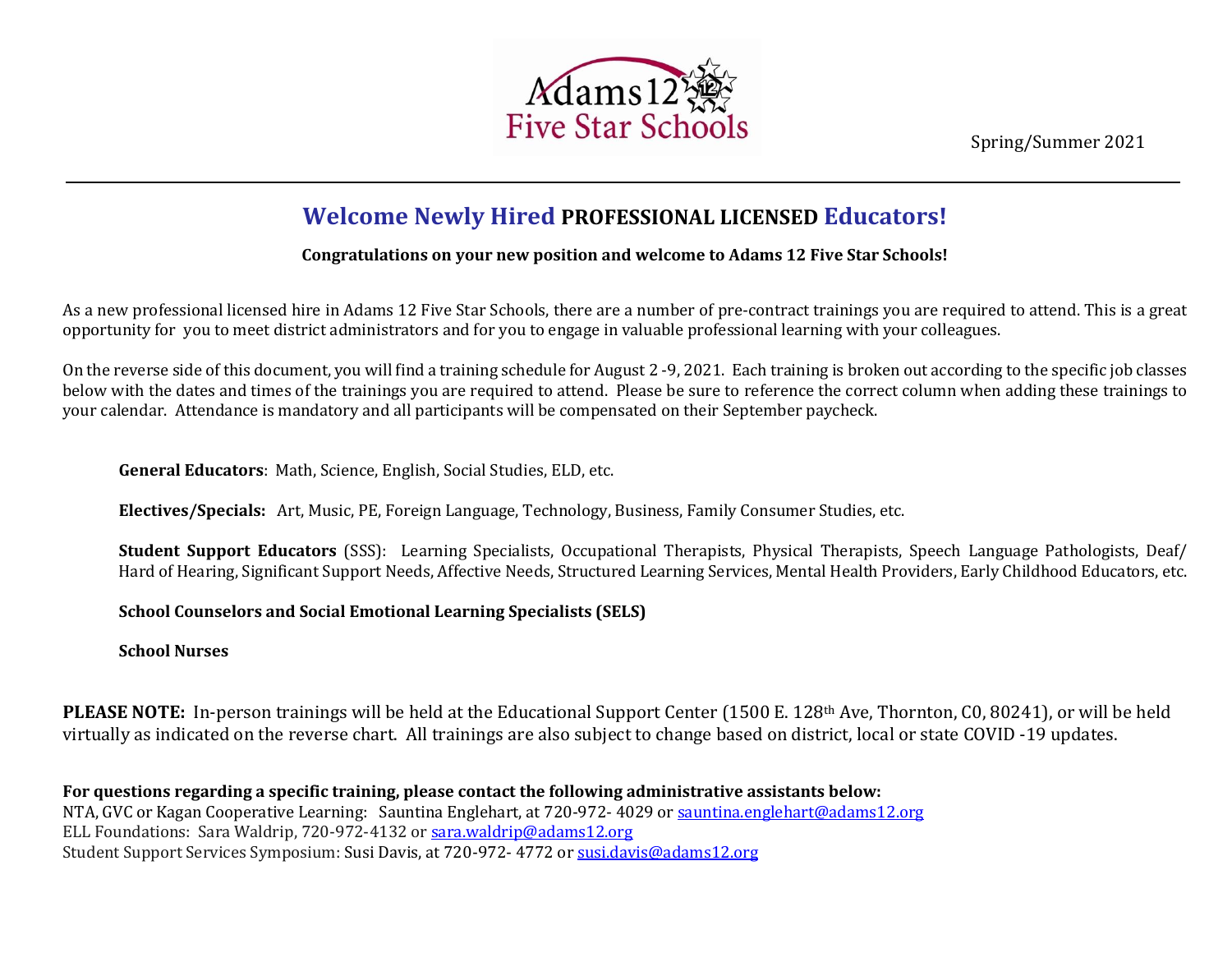Adams 12 Five Star Schools

Spring/Summer 2021

# Welcome Newly Hired **PROFESSIONAL LICENSED** Educators!

**Congratulations on your new position and welcome to Adams 12 Five Star Schools!**

As a new professional licensed hire in Adams 12 Five Star Schools, there are a number of pre-contract trainings you are required to attend. This is a great opportunity for you to meet district administrators and for you to engage in valuable professional learning with your colleagues.

On the reverse side of this document, you will find a training schedule for August 2 -9, 2021. Each training is broken out according to the specific job classes below with the dates and times of the trainings you are required to attend. Please be sure to reference the correct column when adding these trainings to your calendar. Attendance is mandatory and all participants will be compensated on their September paycheck.

**General Educators**: Math, Science, English, Social Studies, ELD, etc.

**Electives/Specials:** Art, Music, PE, Foreign Language, Technology, Business, Family Consumer Studies, etc.

**Student Support Educators** (SSS): Learning Specialists, Occupational Therapists, Physical Therapists, Speech Language Pathologists, Deaf/ Hard of Hearing, Significant Support Needs, Affective Needs, Structured Learning Services, Mental Health Providers, Early Childhood Educators, etc.

**School Counselors and Social Emotional Learning Specialists (SELS)**

**School Nurses**

**PLEASE NOTE:** In-person trainings will be held at the Educational Support Center (1500 E. 128th Ave, Thornton, C0, 80241), or will be held virtually as indicated on the reverse chart. All trainings are also subject to change based on district, local or state COVID -19 updates.

**For questions regarding a specific training, please contact the following administrative assistants below:**
NTA, GVC or Kagan Cooperative Learning: Sauntina Englehart, at 720-972- 4029 or sauntina.englehart@adams12.org
ELL Foundations: Sara Waldrip, 720-972-4132 or sara.waldrip@adams12.org
Student Support Services Symposium: Susi Davis, at 720-972- 4772 or susi.davis@adams12.org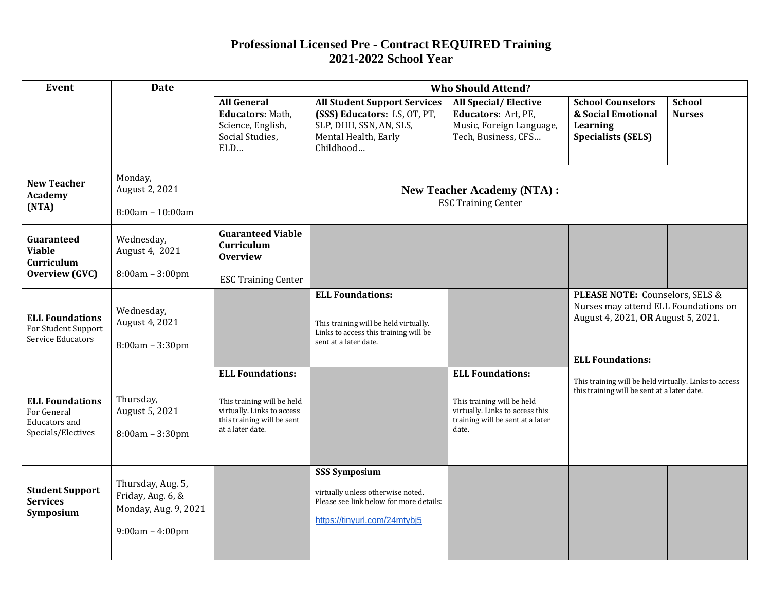# Professional Licensed Pre - Contract REQUIRED Training
# 2021-2022 School Year

| Event | Date | Who Should Attend? | | | | |
|---|---|---|---|---|---|---|
| | | **All General Educators:** Math, Science, English, Social Studies, ELD… | **All Student Support Services (SSS) Educators:** LS, OT, PT, SLP, DHH, SSN, AN, SLS, Mental Health, Early Childhood… | **All Special/ Elective Educators:** Art, PE, Music, Foreign Language, Tech, Business, CFS… | **School Counselors & Social Emotional Learning Specialists (SELS)** | **School Nurses** |
| **New Teacher Academy (NTA)** | Monday, August 2, 2021<br><br>8:00am – 10:00am | **New Teacher Academy (NTA) :**<br>ESC Training Center | | | | |
| **Guaranteed Viable Curriculum Overview (GVC)** | Wednesday, August 4, 2021<br><br>8:00am – 3:00pm | **Guaranteed Viable Curriculum Overview**<br><br>ESC Training Center | | | | |
| **ELL Foundations** For Student Support Service Educators | Wednesday, August 4, 2021<br><br>8:00am – 3:30pm | | **ELL Foundations:**<br><br>This training will be held virtually. Links to access this training will be sent at a later date. | | **PLEASE NOTE:** Counselors, SELS & Nurses may attend ELL Foundations on August 4, 2021, **OR** August 5, 2021.<br><br>**ELL Foundations:**<br><br>This training will be held virtually. Links to access this training will be sent at a later date. | |
| **ELL Foundations** For General Educators and Specials/Electives | Thursday, August 5, 2021<br><br>8:00am – 3:30pm | **ELL Foundations:**<br><br>This training will be held virtually. Links to access this training will be sent at a later date. | | **ELL Foundations:**<br><br>This training will be held virtually. Links to access this training will be sent at a later date. | | |
| **Student Support Services Symposium** | Thursday, Aug. 5, Friday, Aug. 6, & Monday, Aug. 9, 2021<br><br>9:00am – 4:00pm | | **SSS Symposium**<br><br>virtually unless otherwise noted. Please see link below for more details:<br><br>https://tinyurl.com/24mtybj5 | | | |